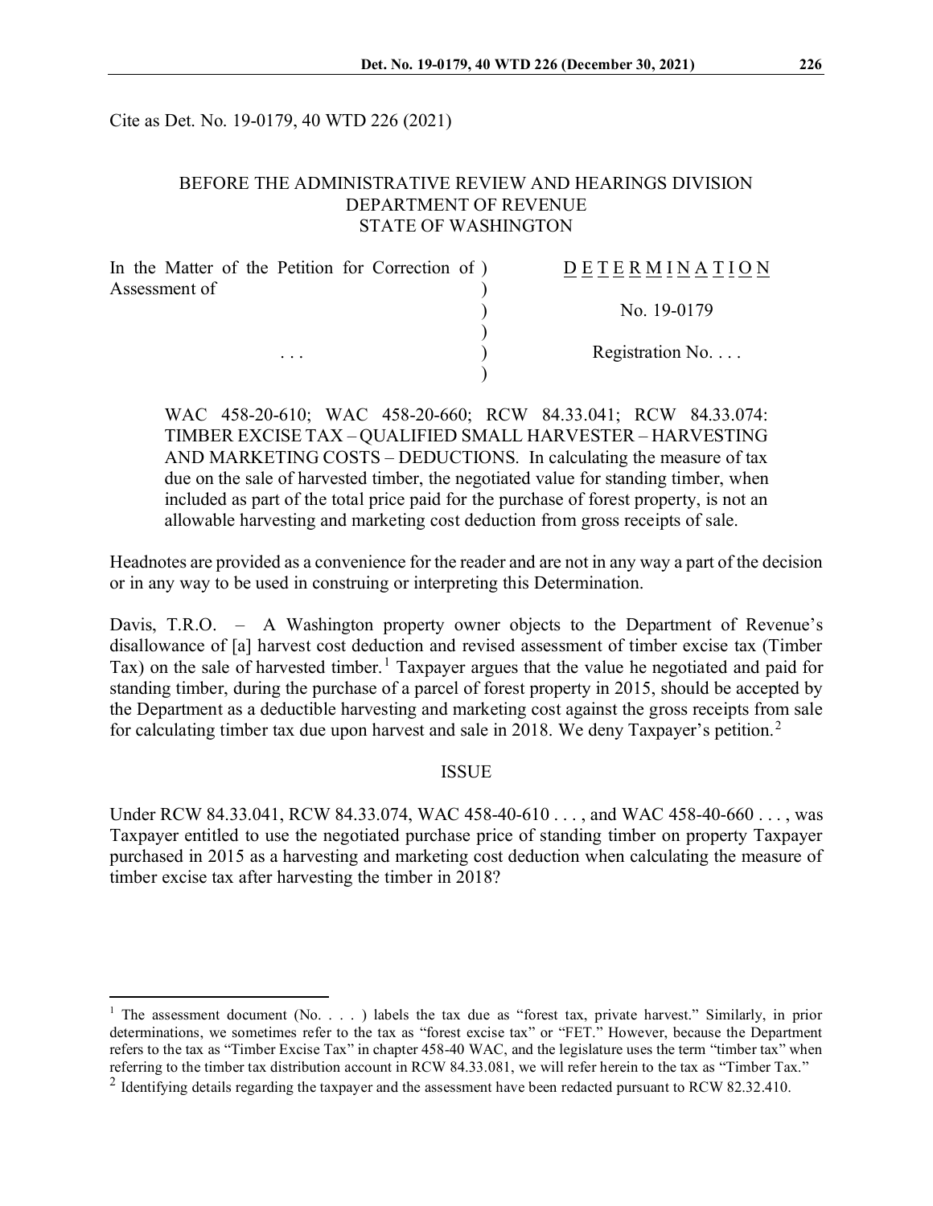Cite as Det. No. 19-0179, 40 WTD 226 (2021)

BEFORE THE ADMINISTRATIVE REVIEW AND HEARINGS DIVISION
DEPARTMENT OF REVENUE
STATE OF WASHINGTON

| | |
|---|---|
| In the Matter of the Petition for Correction of Assessment of | D E T E R M I N A T I O N |
| | No. 19-0179 |
| . . . | Registration No. . . . |

WAC 458-20-610; WAC 458-20-660; RCW 84.33.041; RCW 84.33.074: TIMBER EXCISE TAX – QUALIFIED SMALL HARVESTER – HARVESTING AND MARKETING COSTS – DEDUCTIONS. In calculating the measure of tax due on the sale of harvested timber, the negotiated value for standing timber, when included as part of the total price paid for the purchase of forest property, is not an allowable harvesting and marketing cost deduction from gross receipts of sale.

Headnotes are provided as a convenience for the reader and are not in any way a part of the decision or in any way to be used in construing or interpreting this Determination.

Davis, T.R.O. – A Washington property owner objects to the Department of Revenue's disallowance of [a] harvest cost deduction and revised assessment of timber excise tax (Timber Tax) on the sale of harvested timber.[1] Taxpayer argues that the value he negotiated and paid for standing timber, during the purchase of a parcel of forest property in 2015, should be accepted by the Department as a deductible harvesting and marketing cost against the gross receipts from sale for calculating timber tax due upon harvest and sale in 2018. We deny Taxpayer's petition.[2]

## ISSUE

Under RCW 84.33.041, RCW 84.33.074, WAC 458-40-610 . . . , and WAC 458-40-660 . . . , was Taxpayer entitled to use the negotiated purchase price of standing timber on property Taxpayer purchased in 2015 as a harvesting and marketing cost deduction when calculating the measure of timber excise tax after harvesting the timber in 2018?

---

[1] The assessment document (No. . . . ) labels the tax due as "forest tax, private harvest." Similarly, in prior determinations, we sometimes refer to the tax as "forest excise tax" or "FET." However, because the Department refers to the tax as "Timber Excise Tax" in chapter 458-40 WAC, and the legislature uses the term "timber tax" when referring to the timber tax distribution account in RCW 84.33.081, we will refer herein to the tax as "Timber Tax."

[2] Identifying details regarding the taxpayer and the assessment have been redacted pursuant to RCW 82.32.410.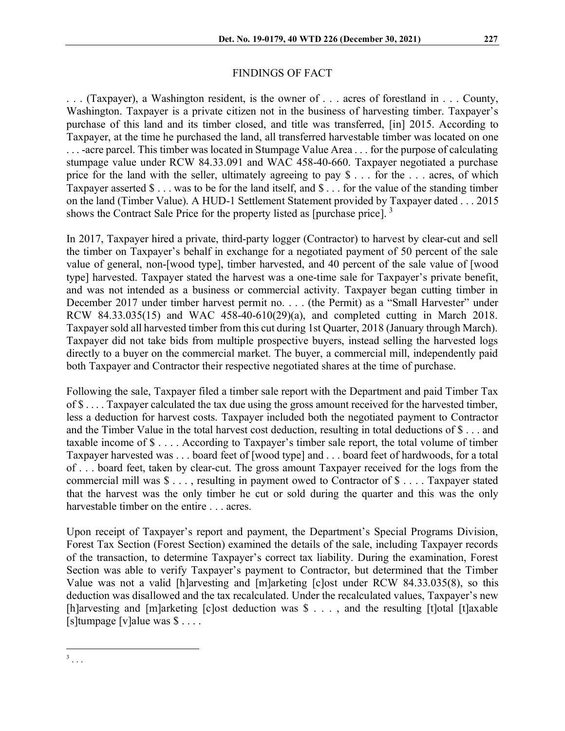## FINDINGS OF FACT

. . . (Taxpayer), a Washington resident, is the owner of . . . acres of forestland in . . . County, Washington. Taxpayer is a private citizen not in the business of harvesting timber. Taxpayer's purchase of this land and its timber closed, and title was transferred, [in] 2015. According to Taxpayer, at the time he purchased the land, all transferred harvestable timber was located on one . . . -acre parcel. This timber was located in Stumpage Value Area . . . for the purpose of calculating stumpage value under RCW 84.33.091 and WAC 458-40-660. Taxpayer negotiated a purchase price for the land with the seller, ultimately agreeing to pay $ . . . for the . . . acres, of which Taxpayer asserted $ . . . was to be for the land itself, and $ . . . for the value of the standing timber on the land (Timber Value). A HUD-1 Settlement Statement provided by Taxpayer dated . . . 2015 shows the Contract Sale Price for the property listed as [purchase price]. [3]

In 2017, Taxpayer hired a private, third-party logger (Contractor) to harvest by clear-cut and sell the timber on Taxpayer's behalf in exchange for a negotiated payment of 50 percent of the sale value of general, non-[wood type], timber harvested, and 40 percent of the sale value of [wood type] harvested. Taxpayer stated the harvest was a one-time sale for Taxpayer's private benefit, and was not intended as a business or commercial activity. Taxpayer began cutting timber in December 2017 under timber harvest permit no. . . . (the Permit) as a "Small Harvester" under RCW 84.33.035(15) and WAC 458-40-610(29)(a), and completed cutting in March 2018. Taxpayer sold all harvested timber from this cut during 1st Quarter, 2018 (January through March). Taxpayer did not take bids from multiple prospective buyers, instead selling the harvested logs directly to a buyer on the commercial market. The buyer, a commercial mill, independently paid both Taxpayer and Contractor their respective negotiated shares at the time of purchase.

Following the sale, Taxpayer filed a timber sale report with the Department and paid Timber Tax of $ . . . . Taxpayer calculated the tax due using the gross amount received for the harvested timber, less a deduction for harvest costs. Taxpayer included both the negotiated payment to Contractor and the Timber Value in the total harvest cost deduction, resulting in total deductions of $ . . . and taxable income of $ . . . . According to Taxpayer's timber sale report, the total volume of timber Taxpayer harvested was . . . board feet of [wood type] and . . . board feet of hardwoods, for a total of . . . board feet, taken by clear-cut. The gross amount Taxpayer received for the logs from the commercial mill was $ . . . , resulting in payment owed to Contractor of $ . . . . Taxpayer stated that the harvest was the only timber he cut or sold during the quarter and this was the only harvestable timber on the entire . . . acres.

Upon receipt of Taxpayer's report and payment, the Department's Special Programs Division, Forest Tax Section (Forest Section) examined the details of the sale, including Taxpayer records of the transaction, to determine Taxpayer's correct tax liability. During the examination, Forest Section was able to verify Taxpayer's payment to Contractor, but determined that the Timber Value was not a valid [h]arvesting and [m]arketing [c]ost under RCW 84.33.035(8), so this deduction was disallowed and the tax recalculated. Under the recalculated values, Taxpayer's new [h]arvesting and [m]arketing [c]ost deduction was $ . . . , and the resulting [t]otal [t]axable [s]tumpage [v]alue was $ . . . .

[3] . . .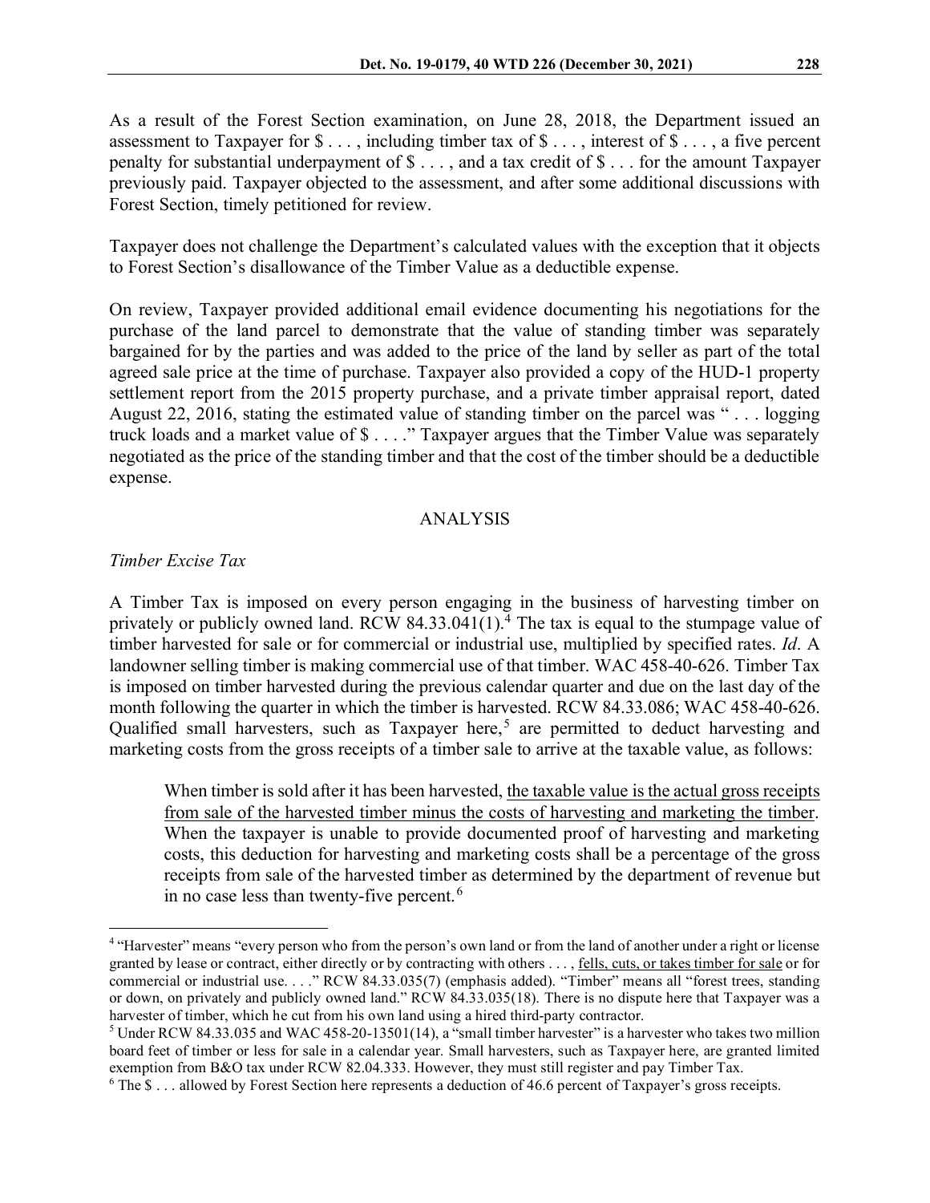As a result of the Forest Section examination, on June 28, 2018, the Department issued an assessment to Taxpayer for $ . . . , including timber tax of $ . . . , interest of $ . . . , a five percent penalty for substantial underpayment of $ . . . , and a tax credit of $ . . . for the amount Taxpayer previously paid. Taxpayer objected to the assessment, and after some additional discussions with Forest Section, timely petitioned for review.

Taxpayer does not challenge the Department's calculated values with the exception that it objects to Forest Section's disallowance of the Timber Value as a deductible expense.

On review, Taxpayer provided additional email evidence documenting his negotiations for the purchase of the land parcel to demonstrate that the value of standing timber was separately bargained for by the parties and was added to the price of the land by seller as part of the total agreed sale price at the time of purchase. Taxpayer also provided a copy of the HUD-1 property settlement report from the 2015 property purchase, and a private timber appraisal report, dated August 22, 2016, stating the estimated value of standing timber on the parcel was " . . . logging truck loads and a market value of $ . . . ." Taxpayer argues that the Timber Value was separately negotiated as the price of the standing timber and that the cost of the timber should be a deductible expense.

## ANALYSIS

*Timber Excise Tax*

A Timber Tax is imposed on every person engaging in the business of harvesting timber on privately or publicly owned land. RCW 84.33.041(1).[4] The tax is equal to the stumpage value of timber harvested for sale or for commercial or industrial use, multiplied by specified rates. *Id*. A landowner selling timber is making commercial use of that timber. WAC 458-40-626. Timber Tax is imposed on timber harvested during the previous calendar quarter and due on the last day of the month following the quarter in which the timber is harvested. RCW 84.33.086; WAC 458-40-626. Qualified small harvesters, such as Taxpayer here,[5] are permitted to deduct harvesting and marketing costs from the gross receipts of a timber sale to arrive at the taxable value, as follows:

> When timber is sold after it has been harvested, <u>the taxable value is the actual gross receipts from sale of the harvested timber minus the costs of harvesting and marketing the timber</u>. When the taxpayer is unable to provide documented proof of harvesting and marketing costs, this deduction for harvesting and marketing costs shall be a percentage of the gross receipts from sale of the harvested timber as determined by the department of revenue but in no case less than twenty-five percent.[6]

---

[4] "Harvester" means "every person who from the person's own land or from the land of another under a right or license granted by lease or contract, either directly or by contracting with others . . . , <u>fells, cuts, or takes timber for sale</u> or for commercial or industrial use. . . ." RCW 84.33.035(7) (emphasis added). "Timber" means all "forest trees, standing or down, on privately and publicly owned land." RCW 84.33.035(18). There is no dispute here that Taxpayer was a harvester of timber, which he cut from his own land using a hired third-party contractor.

[5] Under RCW 84.33.035 and WAC 458-20-13501(14), a "small timber harvester" is a harvester who takes two million board feet of timber or less for sale in a calendar year. Small harvesters, such as Taxpayer here, are granted limited exemption from B&O tax under RCW 82.04.333. However, they must still register and pay Timber Tax.

[6] The $ . . . allowed by Forest Section here represents a deduction of 46.6 percent of Taxpayer's gross receipts.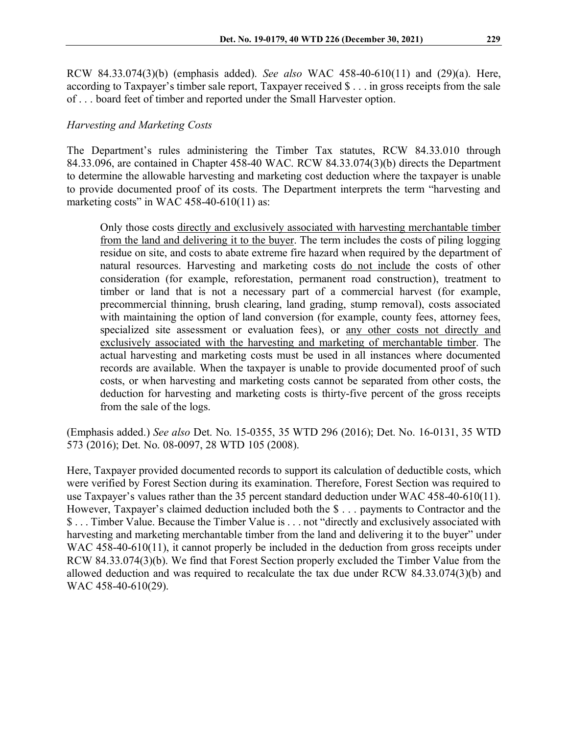RCW 84.33.074(3)(b) (emphasis added). *See also* WAC 458-40-610(11) and (29)(a). Here, according to Taxpayer's timber sale report, Taxpayer received $ . . . in gross receipts from the sale of . . . board feet of timber and reported under the Small Harvester option.

*Harvesting and Marketing Costs*

The Department's rules administering the Timber Tax statutes, RCW 84.33.010 through 84.33.096, are contained in Chapter 458-40 WAC. RCW 84.33.074(3)(b) directs the Department to determine the allowable harvesting and marketing cost deduction where the taxpayer is unable to provide documented proof of its costs. The Department interprets the term "harvesting and marketing costs" in WAC 458-40-610(11) as:

> Only those costs <u>directly and exclusively associated with harvesting merchantable timber from the land and delivering it to the buyer</u>. The term includes the costs of piling logging residue on site, and costs to abate extreme fire hazard when required by the department of natural resources. Harvesting and marketing costs <u>do not include</u> the costs of other consideration (for example, reforestation, permanent road construction), treatment to timber or land that is not a necessary part of a commercial harvest (for example, precommercial thinning, brush clearing, land grading, stump removal), costs associated with maintaining the option of land conversion (for example, county fees, attorney fees, specialized site assessment or evaluation fees), or <u>any other costs not directly and exclusively associated with the harvesting and marketing of merchantable timber</u>. The actual harvesting and marketing costs must be used in all instances where documented records are available. When the taxpayer is unable to provide documented proof of such costs, or when harvesting and marketing costs cannot be separated from other costs, the deduction for harvesting and marketing costs is thirty-five percent of the gross receipts from the sale of the logs.

(Emphasis added.) *See also* Det. No. 15-0355, 35 WTD 296 (2016); Det. No. 16-0131, 35 WTD 573 (2016); Det. No. 08-0097, 28 WTD 105 (2008).

Here, Taxpayer provided documented records to support its calculation of deductible costs, which were verified by Forest Section during its examination. Therefore, Forest Section was required to use Taxpayer's values rather than the 35 percent standard deduction under WAC 458-40-610(11). However, Taxpayer's claimed deduction included both the $ . . . payments to Contractor and the $ . . . Timber Value. Because the Timber Value is . . . not "directly and exclusively associated with harvesting and marketing merchantable timber from the land and delivering it to the buyer" under WAC 458-40-610(11), it cannot properly be included in the deduction from gross receipts under RCW 84.33.074(3)(b). We find that Forest Section properly excluded the Timber Value from the allowed deduction and was required to recalculate the tax due under RCW 84.33.074(3)(b) and WAC 458-40-610(29).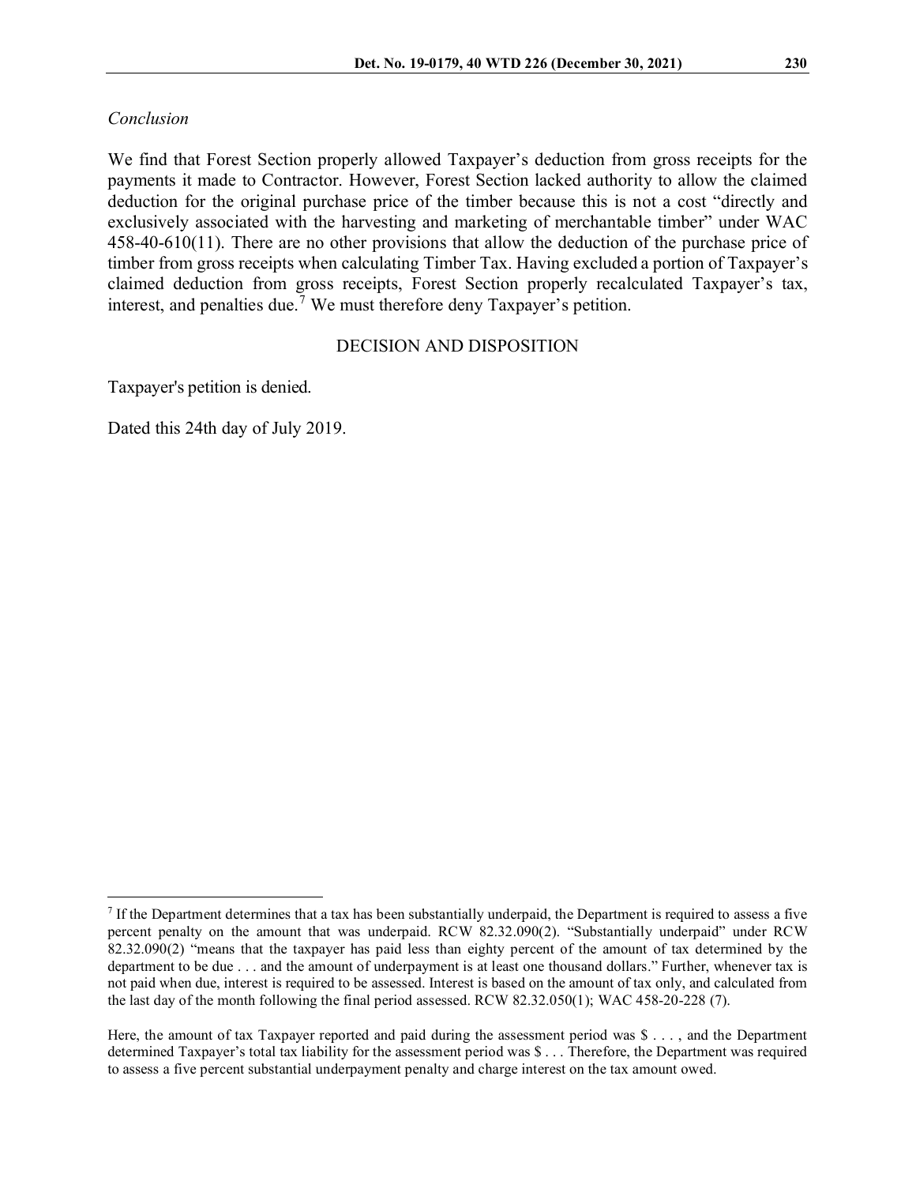*Conclusion*

We find that Forest Section properly allowed Taxpayer's deduction from gross receipts for the payments it made to Contractor. However, Forest Section lacked authority to allow the claimed deduction for the original purchase price of the timber because this is not a cost "directly and exclusively associated with the harvesting and marketing of merchantable timber" under WAC 458-40-610(11). There are no other provisions that allow the deduction of the purchase price of timber from gross receipts when calculating Timber Tax. Having excluded a portion of Taxpayer's claimed deduction from gross receipts, Forest Section properly recalculated Taxpayer's tax, interest, and penalties due.[7] We must therefore deny Taxpayer's petition.

DECISION AND DISPOSITION

Taxpayer's petition is denied.

Dated this 24th day of July 2019.

---

[7] If the Department determines that a tax has been substantially underpaid, the Department is required to assess a five percent penalty on the amount that was underpaid. RCW 82.32.090(2). "Substantially underpaid" under RCW 82.32.090(2) "means that the taxpayer has paid less than eighty percent of the amount of tax determined by the department to be due . . . and the amount of underpayment is at least one thousand dollars." Further, whenever tax is not paid when due, interest is required to be assessed. Interest is based on the amount of tax only, and calculated from the last day of the month following the final period assessed. RCW 82.32.050(1); WAC 458-20-228 (7).

Here, the amount of tax Taxpayer reported and paid during the assessment period was $ . . . , and the Department determined Taxpayer's total tax liability for the assessment period was $ . . . Therefore, the Department was required to assess a five percent substantial underpayment penalty and charge interest on the tax amount owed.